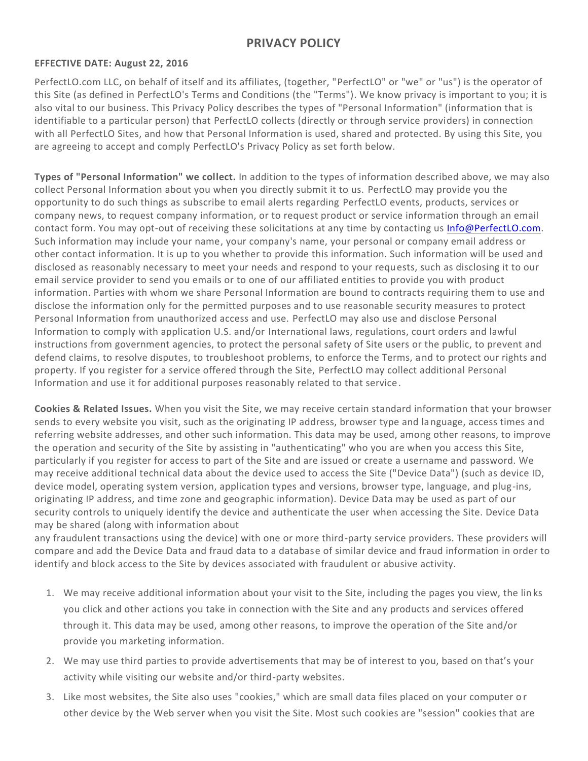# PRIVACY POLICY

**EFFECTIVE DATE: August 22, 2016**

PerfectLO.com LLC, on behalf of itself and its affiliates, (together, "PerfectLO" or "we" or "us") is the operator of this Site (as defined in PerfectLO's Terms and Conditions (the "Terms"). We know privacy is important to you; it is also vital to our business. This Privacy Policy describes the types of "Personal Information" (information that is identifiable to a particular person) that PerfectLO collects (directly or through service providers) in connection with all PerfectLO Sites, and how that Personal Information is used, shared and protected. By using this Site, you are agreeing to accept and comply PerfectLO's Privacy Policy as set forth below.

**Types of "Personal Information" we collect.** In addition to the types of information described above, we may also collect Personal Information about you when you directly submit it to us. PerfectLO may provide you the opportunity to do such things as subscribe to email alerts regarding PerfectLO events, products, services or company news, to request company information, or to request product or service information through an email contact form. You may opt-out of receiving these solicitations at any time by contacting us Info@PerfectLO.com. Such information may include your name, your company's name, your personal or company email address or other contact information. It is up to you whether to provide this information. Such information will be used and disclosed as reasonably necessary to meet your needs and respond to your requests, such as disclosing it to our email service provider to send you emails or to one of our affiliated entities to provide you with product information. Parties with whom we share Personal Information are bound to contracts requiring them to use and disclose the information only for the permitted purposes and to use reasonable security measures to protect Personal Information from unauthorized access and use. PerfectLO may also use and disclose Personal Information to comply with application U.S. and/or International laws, regulations, court orders and lawful instructions from government agencies, to protect the personal safety of Site users or the public, to prevent and defend claims, to resolve disputes, to troubleshoot problems, to enforce the Terms, and to protect our rights and property. If you register for a service offered through the Site, PerfectLO may collect additional Personal Information and use it for additional purposes reasonably related to that service.

**Cookies & Related Issues.** When you visit the Site, we may receive certain standard information that your browser sends to every website you visit, such as the originating IP address, browser type and language, access times and referring website addresses, and other such information. This data may be used, among other reasons, to improve the operation and security of the Site by assisting in "authenticating" who you are when you access this Site, particularly if you register for access to part of the Site and are issued or create a username and password. We may receive additional technical data about the device used to access the Site ("Device Data") (such as device ID, device model, operating system version, application types and versions, browser type, language, and plug-ins, originating IP address, and time zone and geographic information). Device Data may be used as part of our security controls to uniquely identify the device and authenticate the user when accessing the Site. Device Data may be shared (along with information about any fraudulent transactions using the device) with one or more third-party service providers. These providers will compare and add the Device Data and fraud data to a database of similar device and fraud information in order to identify and block access to the Site by devices associated with fraudulent or abusive activity.

1. We may receive additional information about your visit to the Site, including the pages you view, the links you click and other actions you take in connection with the Site and any products and services offered through it. This data may be used, among other reasons, to improve the operation of the Site and/or provide you marketing information.
2. We may use third parties to provide advertisements that may be of interest to you, based on that's your activity while visiting our website and/or third-party websites.
3. Like most websites, the Site also uses "cookies," which are small data files placed on your computer or other device by the Web server when you visit the Site. Most such cookies are "session" cookies that are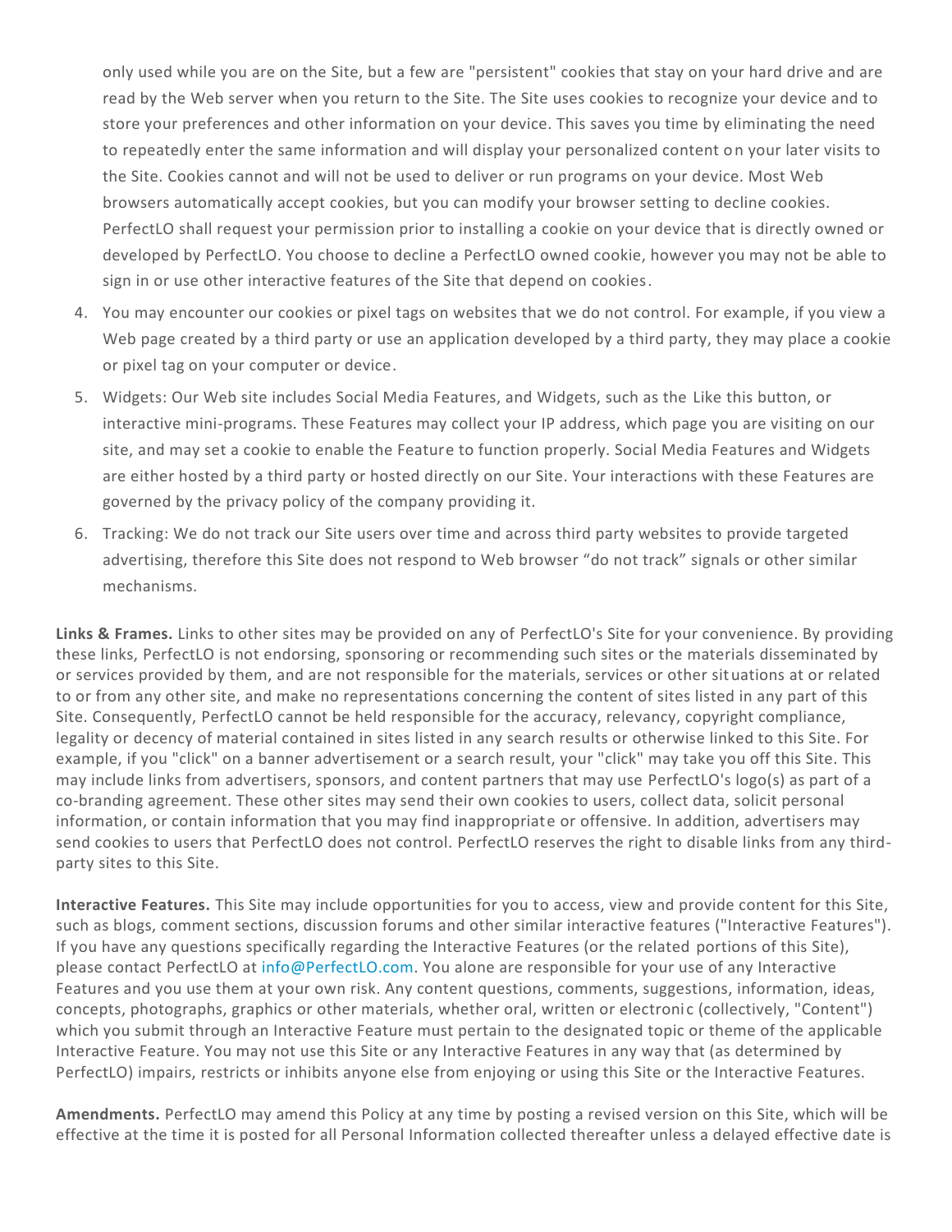only used while you are on the Site, but a few are "persistent" cookies that stay on your hard drive and are read by the Web server when you return to the Site. The Site uses cookies to recognize your device and to store your preferences and other information on your device. This saves you time by eliminating the need to repeatedly enter the same information and will display your personalized content on your later visits to the Site. Cookies cannot and will not be used to deliver or run programs on your device. Most Web browsers automatically accept cookies, but you can modify your browser setting to decline cookies. PerfectLO shall request your permission prior to installing a cookie on your device that is directly owned or developed by PerfectLO. You choose to decline a PerfectLO owned cookie, however you may not be able to sign in or use other interactive features of the Site that depend on cookies.

4. You may encounter our cookies or pixel tags on websites that we do not control. For example, if you view a Web page created by a third party or use an application developed by a third party, they may place a cookie or pixel tag on your computer or device.
5. Widgets: Our Web site includes Social Media Features, and Widgets, such as the Like this button, or interactive mini-programs. These Features may collect your IP address, which page you are visiting on our site, and may set a cookie to enable the Feature to function properly. Social Media Features and Widgets are either hosted by a third party or hosted directly on our Site. Your interactions with these Features are governed by the privacy policy of the company providing it.
6. Tracking: We do not track our Site users over time and across third party websites to provide targeted advertising, therefore this Site does not respond to Web browser “do not track” signals or other similar mechanisms.

**Links & Frames.** Links to other sites may be provided on any of PerfectLO's Site for your convenience. By providing these links, PerfectLO is not endorsing, sponsoring or recommending such sites or the materials disseminated by or services provided by them, and are not responsible for the materials, services or other situations at or related to or from any other site, and make no representations concerning the content of sites listed in any part of this Site. Consequently, PerfectLO cannot be held responsible for the accuracy, relevancy, copyright compliance, legality or decency of material contained in sites listed in any search results or otherwise linked to this Site. For example, if you "click" on a banner advertisement or a search result, your "click" may take you off this Site. This may include links from advertisers, sponsors, and content partners that may use PerfectLO's logo(s) as part of a co-branding agreement. These other sites may send their own cookies to users, collect data, solicit personal information, or contain information that you may find inappropriate or offensive. In addition, advertisers may send cookies to users that PerfectLO does not control. PerfectLO reserves the right to disable links from any third-party sites to this Site.

**Interactive Features.** This Site may include opportunities for you to access, view and provide content for this Site, such as blogs, comment sections, discussion forums and other similar interactive features ("Interactive Features"). If you have any questions specifically regarding the Interactive Features (or the related portions of this Site), please contact PerfectLO at info@PerfectLO.com. You alone are responsible for your use of any Interactive Features and you use them at your own risk. Any content questions, comments, suggestions, information, ideas, concepts, photographs, graphics or other materials, whether oral, written or electronic (collectively, "Content") which you submit through an Interactive Feature must pertain to the designated topic or theme of the applicable Interactive Feature. You may not use this Site or any Interactive Features in any way that (as determined by PerfectLO) impairs, restricts or inhibits anyone else from enjoying or using this Site or the Interactive Features.

**Amendments.** PerfectLO may amend this Policy at any time by posting a revised version on this Site, which will be effective at the time it is posted for all Personal Information collected thereafter unless a delayed effective date is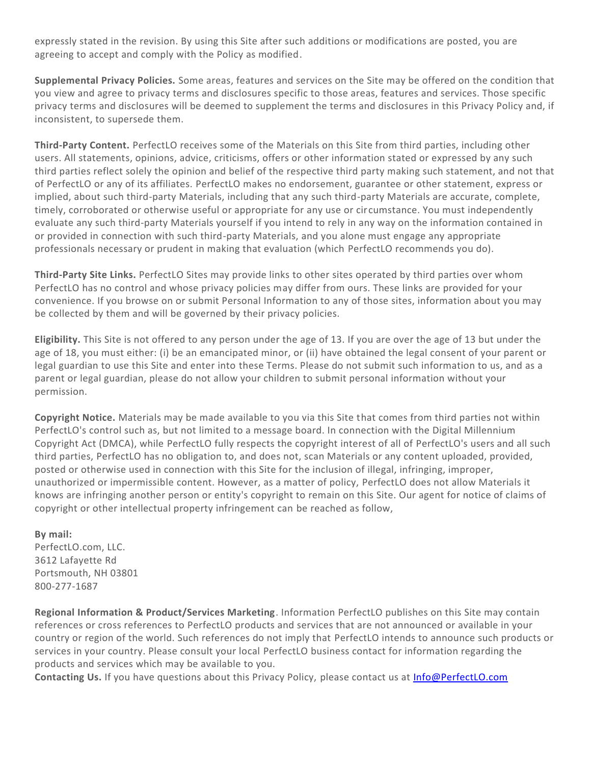expressly stated in the revision. By using this Site after such additions or modifications are posted, you are agreeing to accept and comply with the Policy as modified.

**Supplemental Privacy Policies.** Some areas, features and services on the Site may be offered on the condition that you view and agree to privacy terms and disclosures specific to those areas, features and services. Those specific privacy terms and disclosures will be deemed to supplement the terms and disclosures in this Privacy Policy and, if inconsistent, to supersede them.

**Third-Party Content.** PerfectLO receives some of the Materials on this Site from third parties, including other users. All statements, opinions, advice, criticisms, offers or other information stated or expressed by any such third parties reflect solely the opinion and belief of the respective third party making such statement, and not that of PerfectLO or any of its affiliates. PerfectLO makes no endorsement, guarantee or other statement, express or implied, about such third-party Materials, including that any such third-party Materials are accurate, complete, timely, corroborated or otherwise useful or appropriate for any use or circumstance. You must independently evaluate any such third-party Materials yourself if you intend to rely in any way on the information contained in or provided in connection with such third-party Materials, and you alone must engage any appropriate professionals necessary or prudent in making that evaluation (which PerfectLO recommends you do).

**Third-Party Site Links.** PerfectLO Sites may provide links to other sites operated by third parties over whom PerfectLO has no control and whose privacy policies may differ from ours. These links are provided for your convenience. If you browse on or submit Personal Information to any of those sites, information about you may be collected by them and will be governed by their privacy policies.

**Eligibility.** This Site is not offered to any person under the age of 13. If you are over the age of 13 but under the age of 18, you must either: (i) be an emancipated minor, or (ii) have obtained the legal consent of your parent or legal guardian to use this Site and enter into these Terms. Please do not submit such information to us, and as a parent or legal guardian, please do not allow your children to submit personal information without your permission.

**Copyright Notice.** Materials may be made available to you via this Site that comes from third parties not within PerfectLO's control such as, but not limited to a message board. In connection with the Digital Millennium Copyright Act (DMCA), while PerfectLO fully respects the copyright interest of all of PerfectLO's users and all such third parties, PerfectLO has no obligation to, and does not, scan Materials or any content uploaded, provided, posted or otherwise used in connection with this Site for the inclusion of illegal, infringing, improper, unauthorized or impermissible content. However, as a matter of policy, PerfectLO does not allow Materials it knows are infringing another person or entity's copyright to remain on this Site. Our agent for notice of claims of copyright or other intellectual property infringement can be reached as follow,

**By mail:**
PerfectLO.com, LLC.
3612 Lafayette Rd
Portsmouth, NH 03801
800-277-1687

**Regional Information & Product/Services Marketing**. Information PerfectLO publishes on this Site may contain references or cross references to PerfectLO products and services that are not announced or available in your country or region of the world. Such references do not imply that PerfectLO intends to announce such products or services in your country. Please consult your local PerfectLO business contact for information regarding the products and services which may be available to you.

**Contacting Us.** If you have questions about this Privacy Policy, please contact us at [Info@PerfectLO.com](mailto:Info@PerfectLO.com)